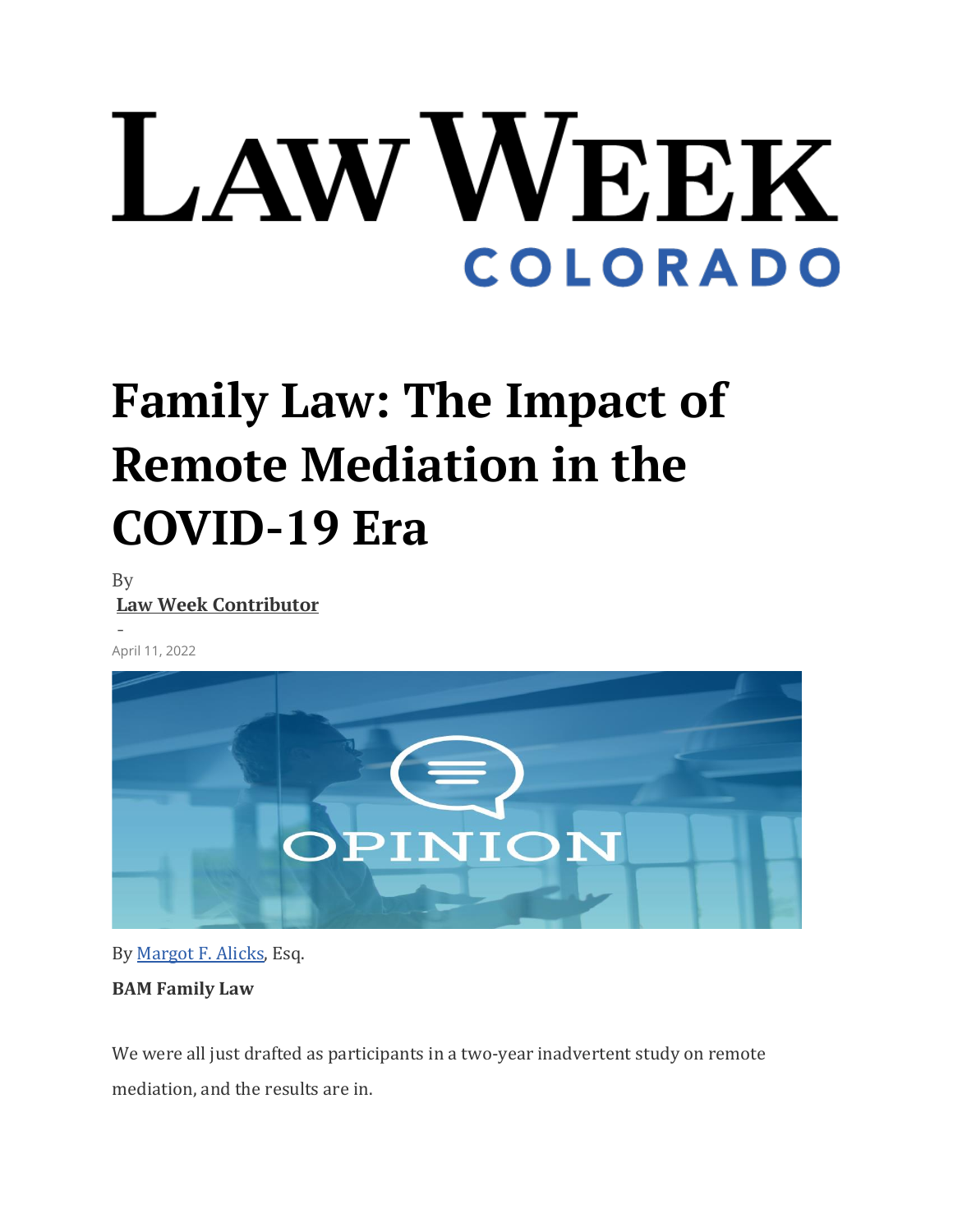LAW WEEK COLORADO

# Family Law: The Impact of Remote Mediation in the COVID-19 Era

By

**Law Week Contributor**

-

April 11, 2022

By Margot F. Alicks, Esq.

**BAM Family Law**

We were all just drafted as participants in a two-year inadvertent study on remote mediation, and the results are in.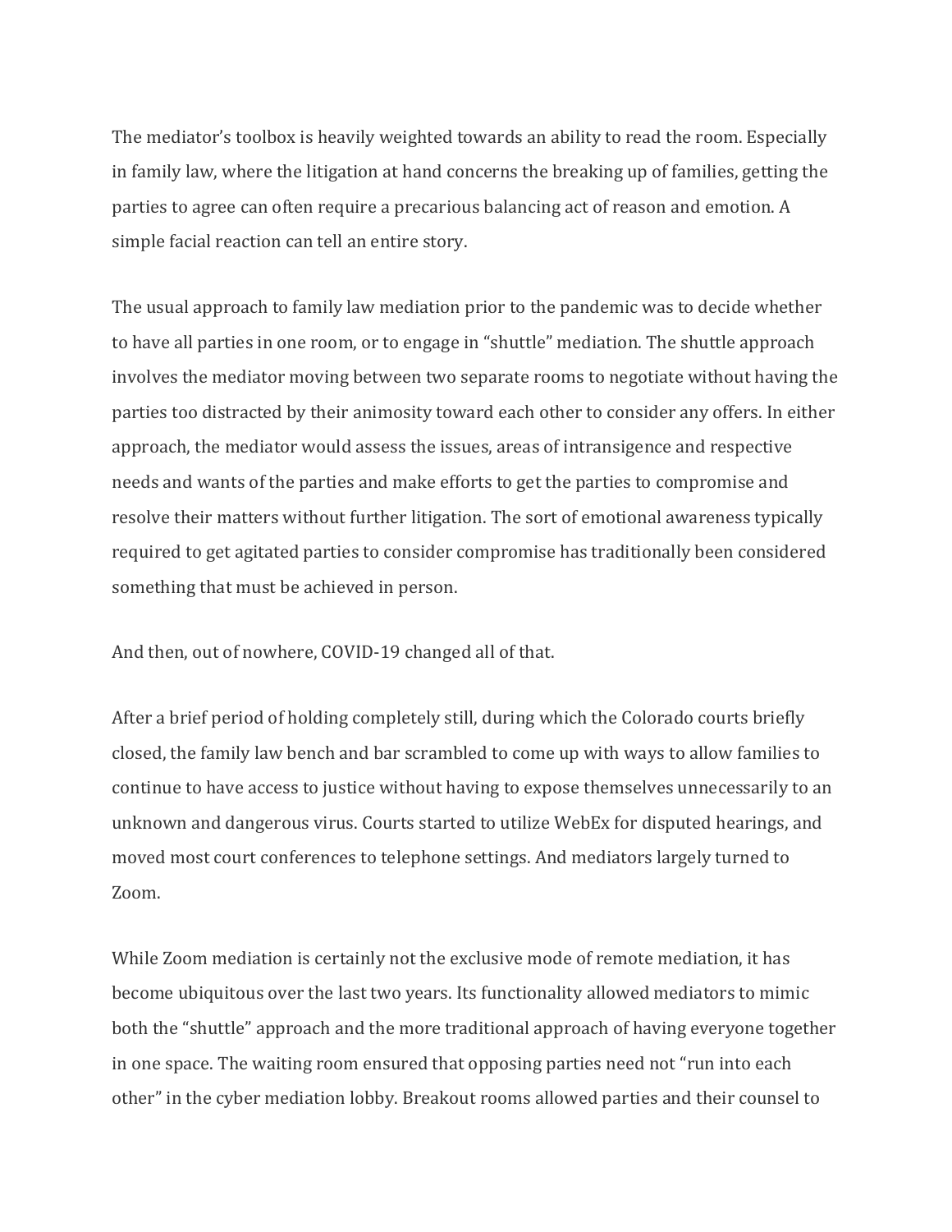The mediator's toolbox is heavily weighted towards an ability to read the room. Especially in family law, where the litigation at hand concerns the breaking up of families, getting the parties to agree can often require a precarious balancing act of reason and emotion. A simple facial reaction can tell an entire story.

The usual approach to family law mediation prior to the pandemic was to decide whether to have all parties in one room, or to engage in "shuttle" mediation. The shuttle approach involves the mediator moving between two separate rooms to negotiate without having the parties too distracted by their animosity toward each other to consider any offers. In either approach, the mediator would assess the issues, areas of intransigence and respective needs and wants of the parties and make efforts to get the parties to compromise and resolve their matters without further litigation. The sort of emotional awareness typically required to get agitated parties to consider compromise has traditionally been considered something that must be achieved in person.

And then, out of nowhere, COVID-19 changed all of that.

After a brief period of holding completely still, during which the Colorado courts briefly closed, the family law bench and bar scrambled to come up with ways to allow families to continue to have access to justice without having to expose themselves unnecessarily to an unknown and dangerous virus. Courts started to utilize WebEx for disputed hearings, and moved most court conferences to telephone settings. And mediators largely turned to Zoom.

While Zoom mediation is certainly not the exclusive mode of remote mediation, it has become ubiquitous over the last two years. Its functionality allowed mediators to mimic both the "shuttle" approach and the more traditional approach of having everyone together in one space. The waiting room ensured that opposing parties need not "run into each other" in the cyber mediation lobby. Breakout rooms allowed parties and their counsel to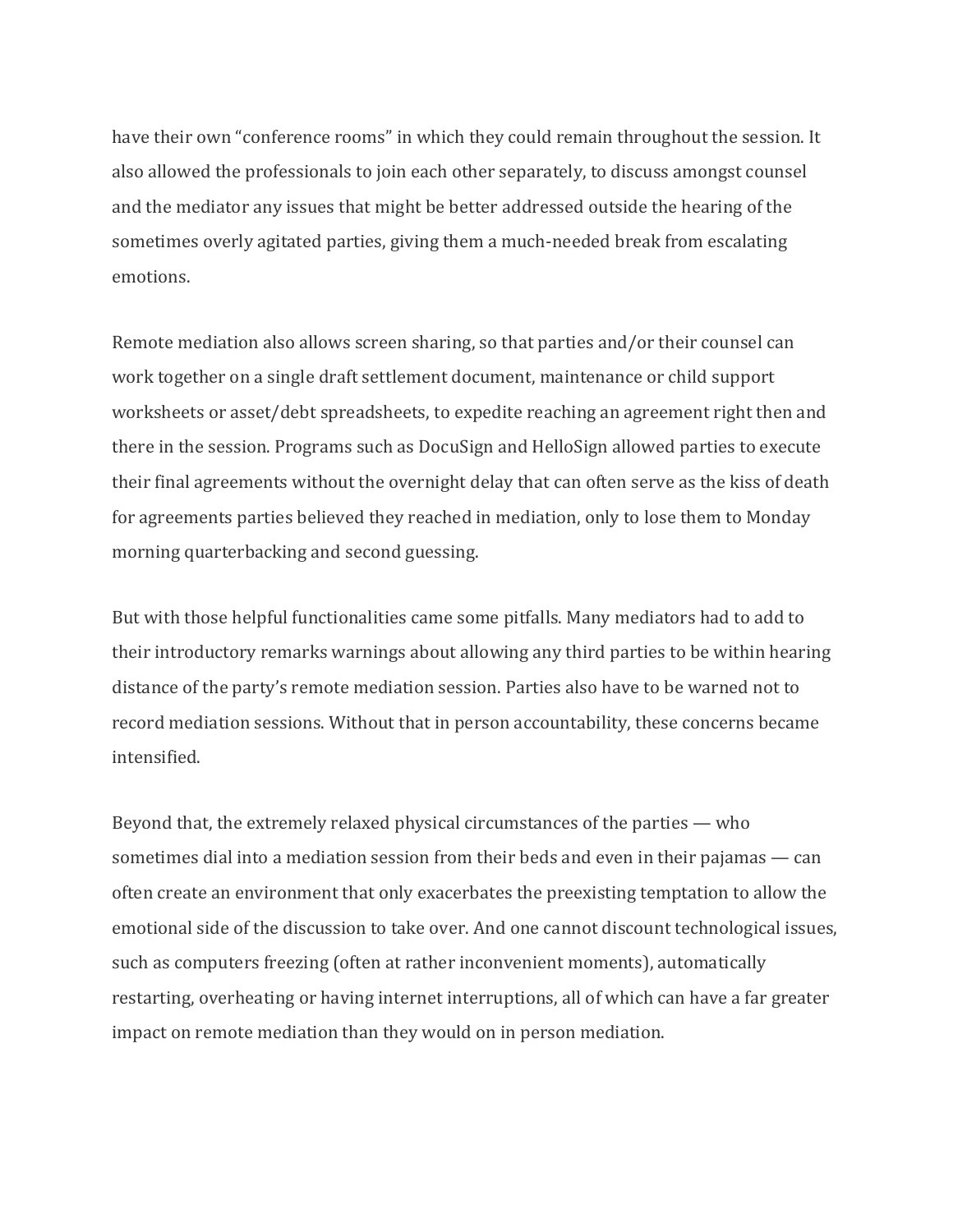have their own "conference rooms" in which they could remain throughout the session. It also allowed the professionals to join each other separately, to discuss amongst counsel and the mediator any issues that might be better addressed outside the hearing of the sometimes overly agitated parties, giving them a much-needed break from escalating emotions.

Remote mediation also allows screen sharing, so that parties and/or their counsel can work together on a single draft settlement document, maintenance or child support worksheets or asset/debt spreadsheets, to expedite reaching an agreement right then and there in the session. Programs such as DocuSign and HelloSign allowed parties to execute their final agreements without the overnight delay that can often serve as the kiss of death for agreements parties believed they reached in mediation, only to lose them to Monday morning quarterbacking and second guessing.

But with those helpful functionalities came some pitfalls. Many mediators had to add to their introductory remarks warnings about allowing any third parties to be within hearing distance of the party's remote mediation session. Parties also have to be warned not to record mediation sessions. Without that in person accountability, these concerns became intensified.

Beyond that, the extremely relaxed physical circumstances of the parties — who sometimes dial into a mediation session from their beds and even in their pajamas — can often create an environment that only exacerbates the preexisting temptation to allow the emotional side of the discussion to take over. And one cannot discount technological issues, such as computers freezing (often at rather inconvenient moments), automatically restarting, overheating or having internet interruptions, all of which can have a far greater impact on remote mediation than they would on in person mediation.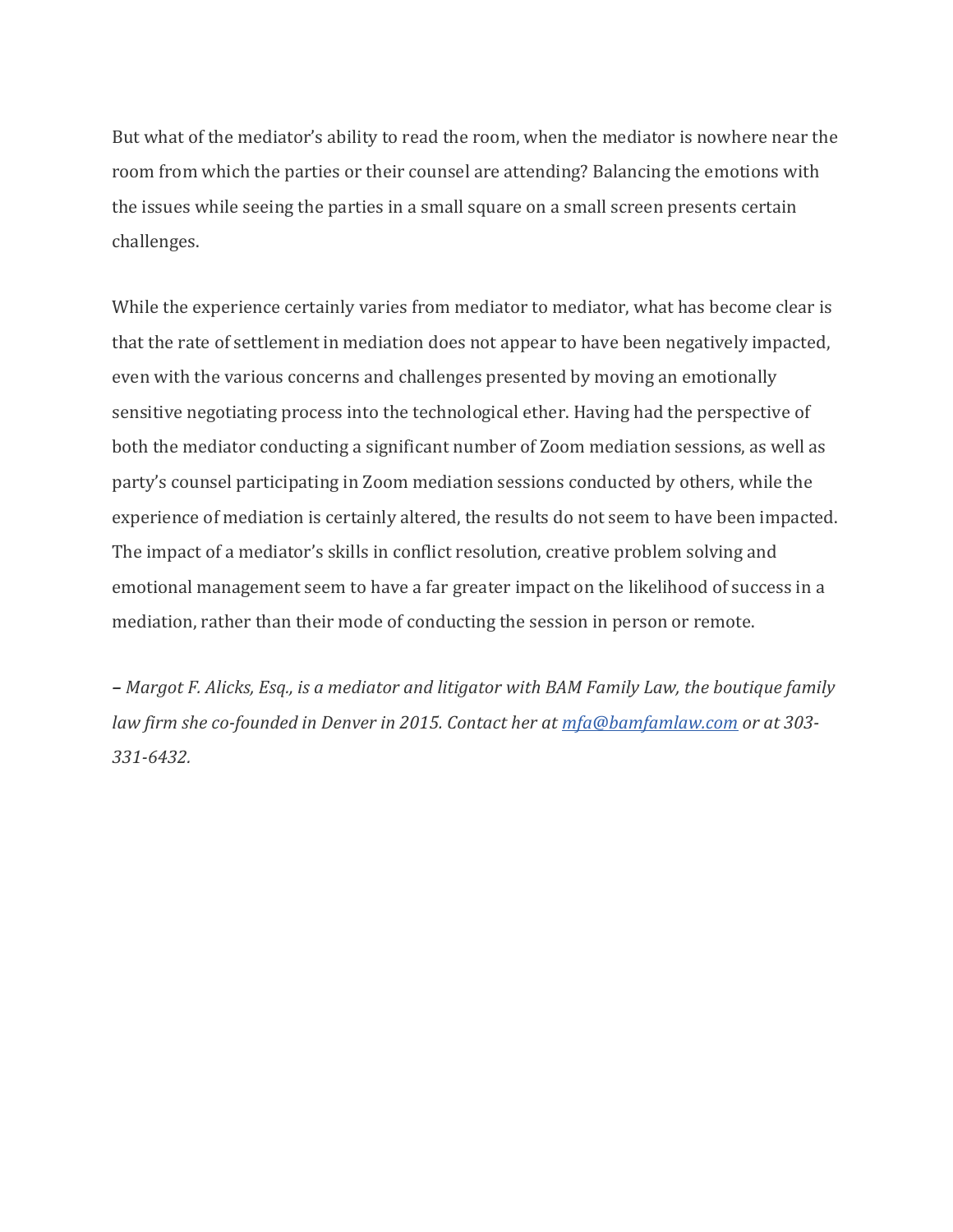But what of the mediator's ability to read the room, when the mediator is nowhere near the room from which the parties or their counsel are attending? Balancing the emotions with the issues while seeing the parties in a small square on a small screen presents certain challenges.

While the experience certainly varies from mediator to mediator, what has become clear is that the rate of settlement in mediation does not appear to have been negatively impacted, even with the various concerns and challenges presented by moving an emotionally sensitive negotiating process into the technological ether. Having had the perspective of both the mediator conducting a significant number of Zoom mediation sessions, as well as party's counsel participating in Zoom mediation sessions conducted by others, while the experience of mediation is certainly altered, the results do not seem to have been impacted. The impact of a mediator's skills in conflict resolution, creative problem solving and emotional management seem to have a far greater impact on the likelihood of success in a mediation, rather than their mode of conducting the session in person or remote.

*– Margot F. Alicks, Esq., is a mediator and litigator with BAM Family Law, the boutique family law firm she co-founded in Denver in 2015. Contact her at [mfa@bamfamlaw.com](mailto:mfa@bamfamlaw.com) or at 303-331-6432.*